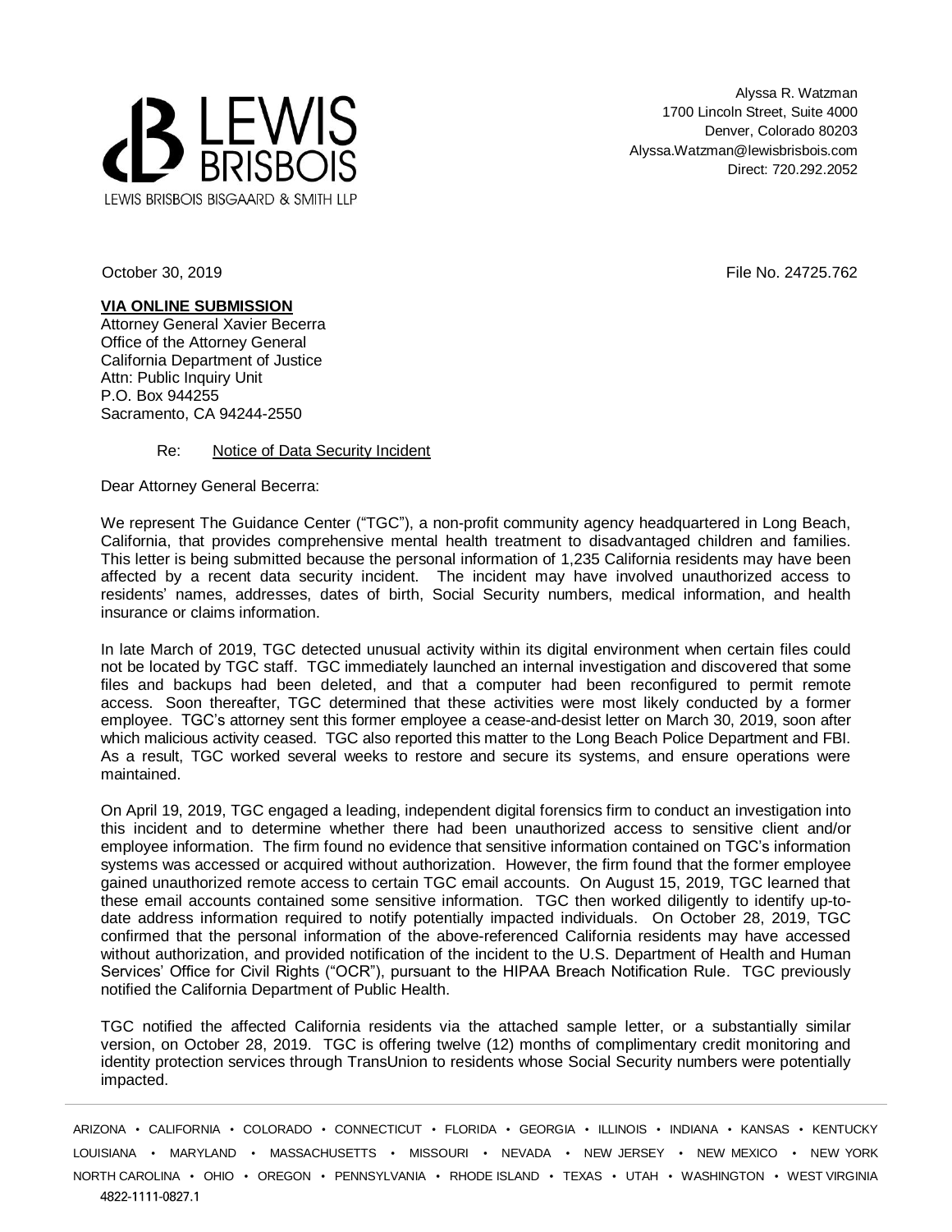LEWIS BRISBOIS

LEWIS BRISBOIS BISGAARD & SMITH LLP

Alyssa R. Watzman
1700 Lincoln Street, Suite 4000
Denver, Colorado 80203
Alyssa.Watzman@lewisbrisbois.com
Direct: 720.292.2052

October 30, 2019

File No. 24725.762

**VIA ONLINE SUBMISSION**
Attorney General Xavier Becerra
Office of the Attorney General
California Department of Justice
Attn: Public Inquiry Unit
P.O. Box 944255
Sacramento, CA 94244-2550

Re: Notice of Data Security Incident

Dear Attorney General Becerra:

We represent The Guidance Center ("TGC"), a non-profit community agency headquartered in Long Beach, California, that provides comprehensive mental health treatment to disadvantaged children and families. This letter is being submitted because the personal information of 1,235 California residents may have been affected by a recent data security incident. The incident may have involved unauthorized access to residents' names, addresses, dates of birth, Social Security numbers, medical information, and health insurance or claims information.

In late March of 2019, TGC detected unusual activity within its digital environment when certain files could not be located by TGC staff. TGC immediately launched an internal investigation and discovered that some files and backups had been deleted, and that a computer had been reconfigured to permit remote access. Soon thereafter, TGC determined that these activities were most likely conducted by a former employee. TGC's attorney sent this former employee a cease-and-desist letter on March 30, 2019, soon after which malicious activity ceased. TGC also reported this matter to the Long Beach Police Department and FBI. As a result, TGC worked several weeks to restore and secure its systems, and ensure operations were maintained.

On April 19, 2019, TGC engaged a leading, independent digital forensics firm to conduct an investigation into this incident and to determine whether there had been unauthorized access to sensitive client and/or employee information. The firm found no evidence that sensitive information contained on TGC's information systems was accessed or acquired without authorization. However, the firm found that the former employee gained unauthorized remote access to certain TGC email accounts. On August 15, 2019, TGC learned that these email accounts contained some sensitive information. TGC then worked diligently to identify up-to-date address information required to notify potentially impacted individuals. On October 28, 2019, TGC confirmed that the personal information of the above-referenced California residents may have accessed without authorization, and provided notification of the incident to the U.S. Department of Health and Human Services' Office for Civil Rights ("OCR"), pursuant to the HIPAA Breach Notification Rule. TGC previously notified the California Department of Public Health.

TGC notified the affected California residents via the attached sample letter, or a substantially similar version, on October 28, 2019. TGC is offering twelve (12) months of complimentary credit monitoring and identity protection services through TransUnion to residents whose Social Security numbers were potentially impacted.

ARIZONA • CALIFORNIA • COLORADO • CONNECTICUT • FLORIDA • GEORGIA • ILLINOIS • INDIANA • KANSAS • KENTUCKY
LOUISIANA • MARYLAND • MASSACHUSETTS • MISSOURI • NEVADA • NEW JERSEY • NEW MEXICO • NEW YORK
NORTH CAROLINA • OHIO • OREGON • PENNSYLVANIA • RHODE ISLAND • TEXAS • UTAH • WASHINGTON • WEST VIRGINIA

4822-1111-0827.1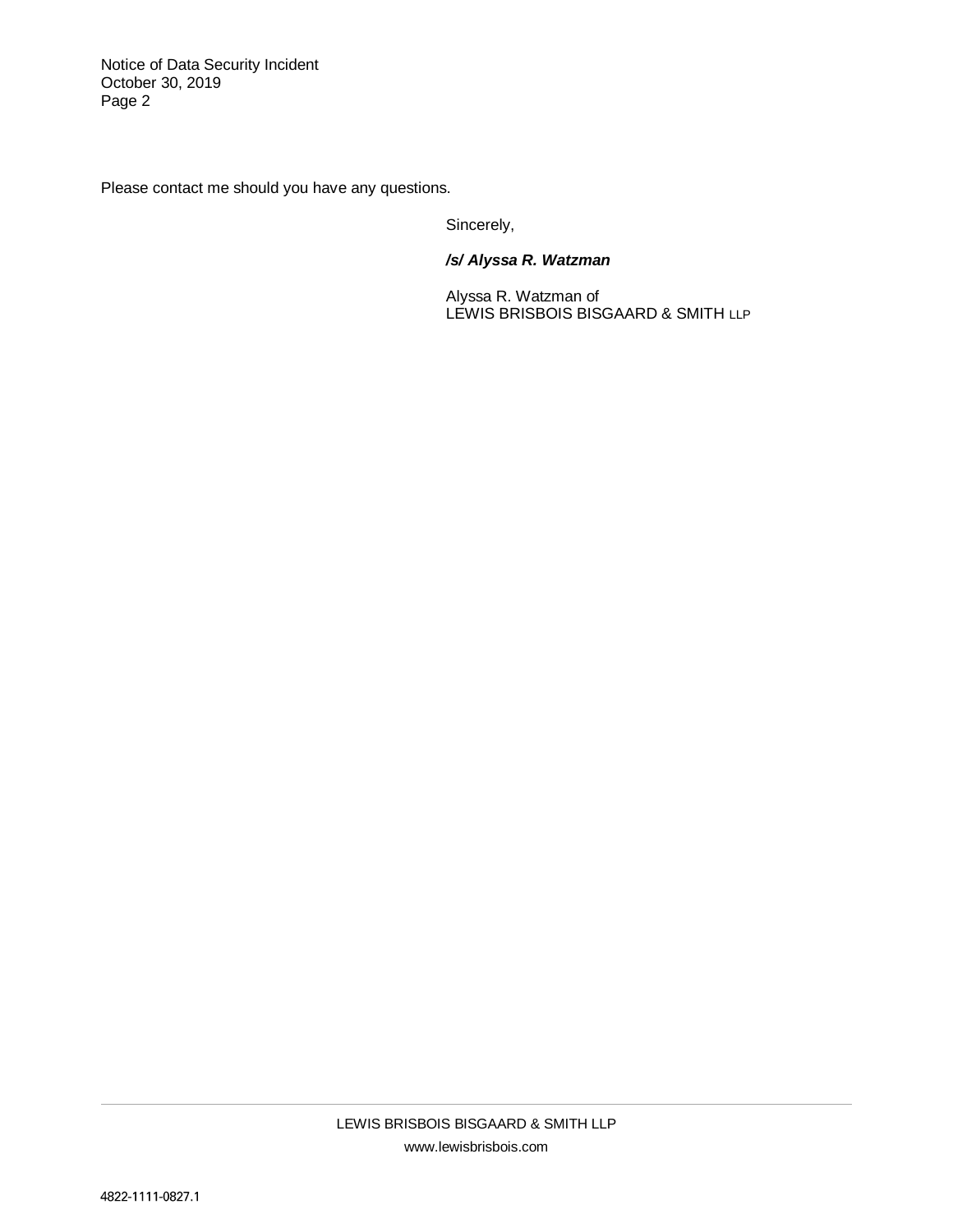Please contact me should you have any questions.

Sincerely,

***/s/ Alyssa R. Watzman***

Alyssa R. Watzman of
LEWIS BRISBOIS BISGAARD & SMITH LLP